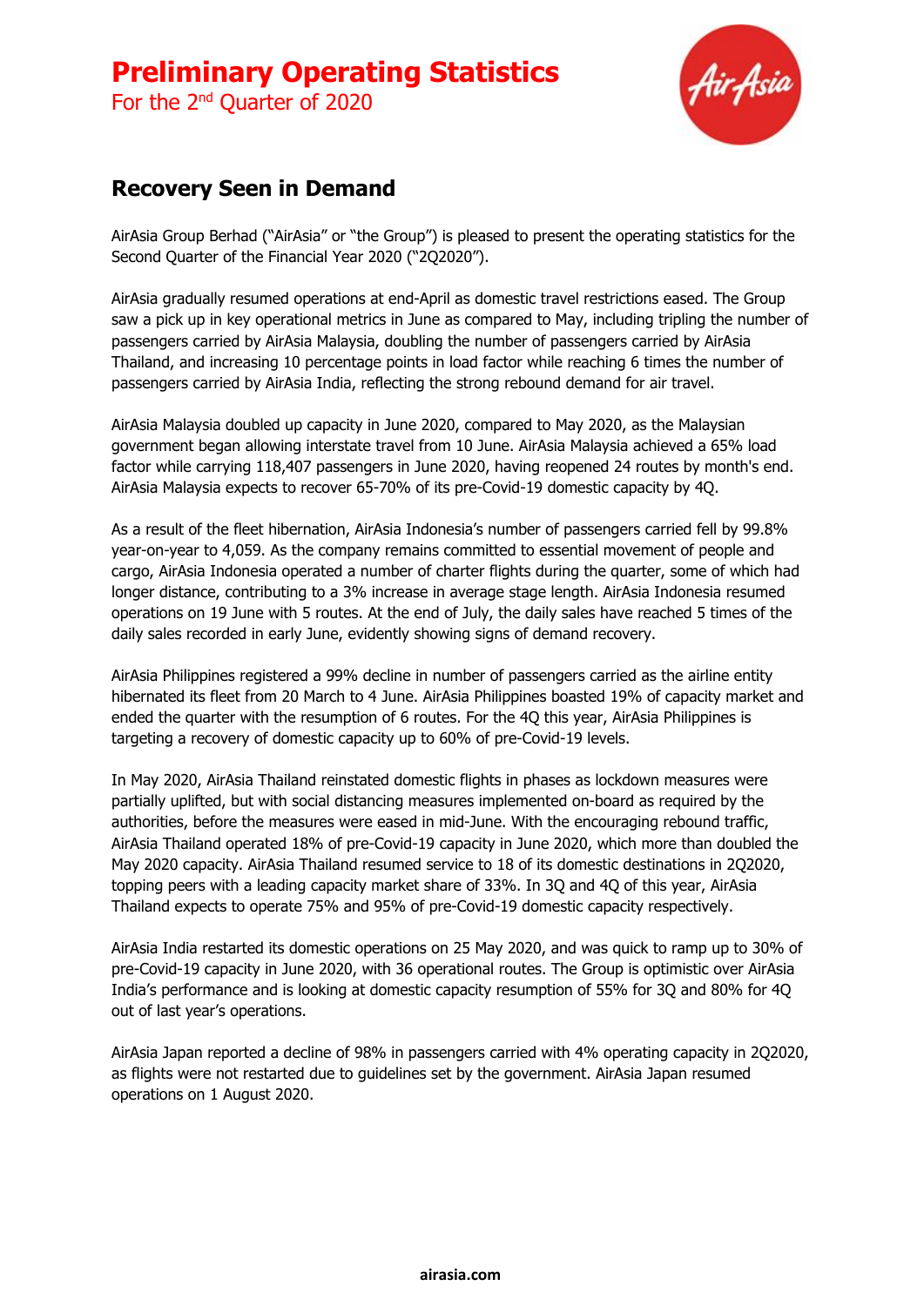# Preliminary Operating Statistics

For the 2nd Quarter of 2020

## Recovery Seen in Demand

AirAsia Group Berhad ("AirAsia" or "the Group") is pleased to present the operating statistics for the Second Quarter of the Financial Year 2020 ("2Q2020").

AirAsia gradually resumed operations at end-April as domestic travel restrictions eased. The Group saw a pick up in key operational metrics in June as compared to May, including tripling the number of passengers carried by AirAsia Malaysia, doubling the number of passengers carried by AirAsia Thailand, and increasing 10 percentage points in load factor while reaching 6 times the number of passengers carried by AirAsia India, reflecting the strong rebound demand for air travel.

AirAsia Malaysia doubled up capacity in June 2020, compared to May 2020, as the Malaysian government began allowing interstate travel from 10 June. AirAsia Malaysia achieved a 65% load factor while carrying 118,407 passengers in June 2020, having reopened 24 routes by month's end. AirAsia Malaysia expects to recover 65-70% of its pre-Covid-19 domestic capacity by 4Q.

As a result of the fleet hibernation, AirAsia Indonesia's number of passengers carried fell by 99.8% year-on-year to 4,059. As the company remains committed to essential movement of people and cargo, AirAsia Indonesia operated a number of charter flights during the quarter, some of which had longer distance, contributing to a 3% increase in average stage length. AirAsia Indonesia resumed operations on 19 June with 5 routes. At the end of July, the daily sales have reached 5 times of the daily sales recorded in early June, evidently showing signs of demand recovery.

AirAsia Philippines registered a 99% decline in number of passengers carried as the airline entity hibernated its fleet from 20 March to 4 June. AirAsia Philippines boasted 19% of capacity market and ended the quarter with the resumption of 6 routes. For the 4Q this year, AirAsia Philippines is targeting a recovery of domestic capacity up to 60% of pre-Covid-19 levels.

In May 2020, AirAsia Thailand reinstated domestic flights in phases as lockdown measures were partially uplifted, but with social distancing measures implemented on-board as required by the authorities, before the measures were eased in mid-June. With the encouraging rebound traffic, AirAsia Thailand operated 18% of pre-Covid-19 capacity in June 2020, which more than doubled the May 2020 capacity. AirAsia Thailand resumed service to 18 of its domestic destinations in 2Q2020, topping peers with a leading capacity market share of 33%. In 3Q and 4Q of this year, AirAsia Thailand expects to operate 75% and 95% of pre-Covid-19 domestic capacity respectively.

AirAsia India restarted its domestic operations on 25 May 2020, and was quick to ramp up to 30% of pre-Covid-19 capacity in June 2020, with 36 operational routes. The Group is optimistic over AirAsia India's performance and is looking at domestic capacity resumption of 55% for 3Q and 80% for 4Q out of last year's operations.

AirAsia Japan reported a decline of 98% in passengers carried with 4% operating capacity in 2Q2020, as flights were not restarted due to guidelines set by the government. AirAsia Japan resumed operations on 1 August 2020.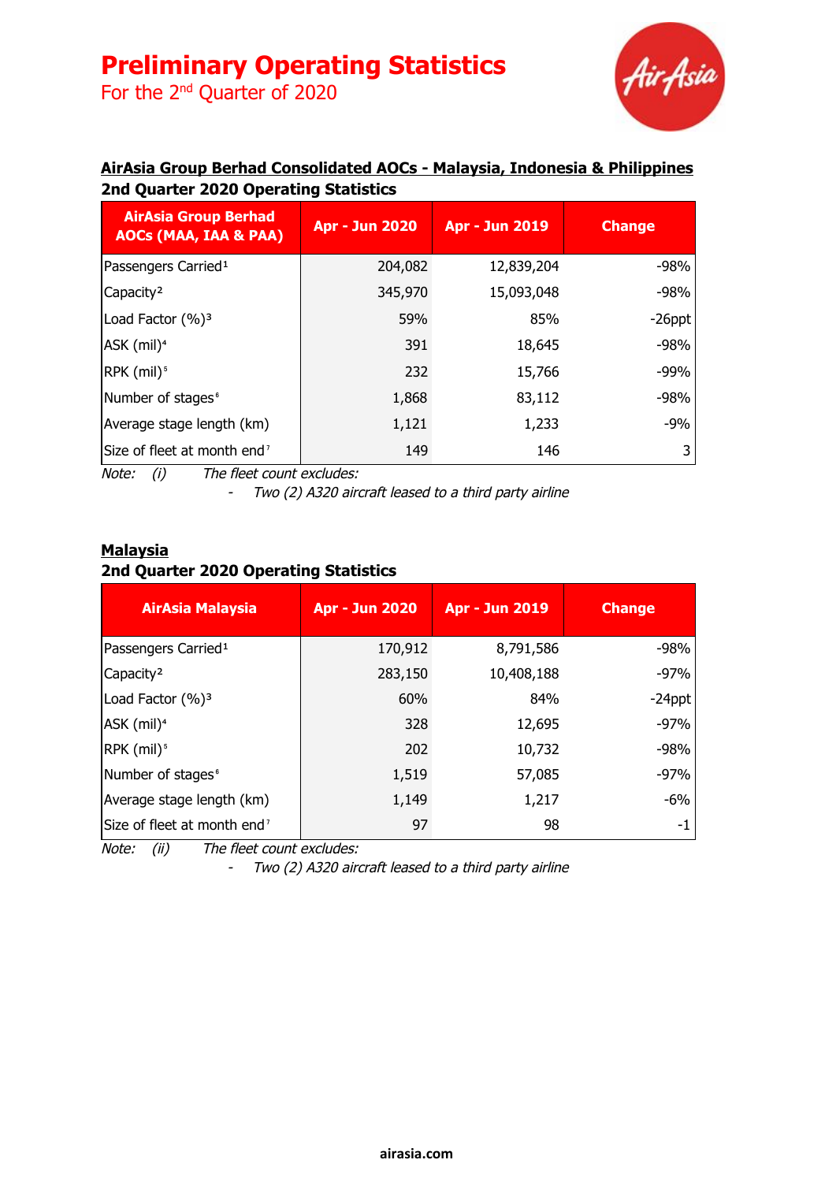# Preliminary Operating Statistics

For the 2nd Quarter of 2020

**AirAsia Group Berhad Consolidated AOCs - Malaysia, Indonesia & Philippines**

**2nd Quarter 2020 Operating Statistics**

| AirAsia Group Berhad AOCs (MAA, IAA & PAA) | Apr - Jun 2020 | Apr - Jun 2019 | Change |
|---|---|---|---|
| Passengers Carried[1] | 204,082 | 12,839,204 | -98% |
| Capacity[2] | 345,970 | 15,093,048 | -98% |
| Load Factor (%)[3] | 59% | 85% | -26ppt |
| ASK (mil)[4] | 391 | 18,645 | -98% |
| RPK (mil)[5] | 232 | 15,766 | -99% |
| Number of stages[6] | 1,868 | 83,112 | -98% |
| Average stage length (km) | 1,121 | 1,233 | -9% |
| Size of fleet at month end[7] | 149 | 146 | 3 |

*Note: (i) The fleet count excludes:*

- *Two (2) A320 aircraft leased to a third party airline*

**Malaysia**

**2nd Quarter 2020 Operating Statistics**

| AirAsia Malaysia | Apr - Jun 2020 | Apr - Jun 2019 | Change |
|---|---|---|---|
| Passengers Carried[1] | 170,912 | 8,791,586 | -98% |
| Capacity[2] | 283,150 | 10,408,188 | -97% |
| Load Factor (%)[3] | 60% | 84% | -24ppt |
| ASK (mil)[4] | 328 | 12,695 | -97% |
| RPK (mil)[5] | 202 | 10,732 | -98% |
| Number of stages[6] | 1,519 | 57,085 | -97% |
| Average stage length (km) | 1,149 | 1,217 | -6% |
| Size of fleet at month end[7] | 97 | 98 | -1 |

*Note: (ii) The fleet count excludes:*

- *Two (2) A320 aircraft leased to a third party airline*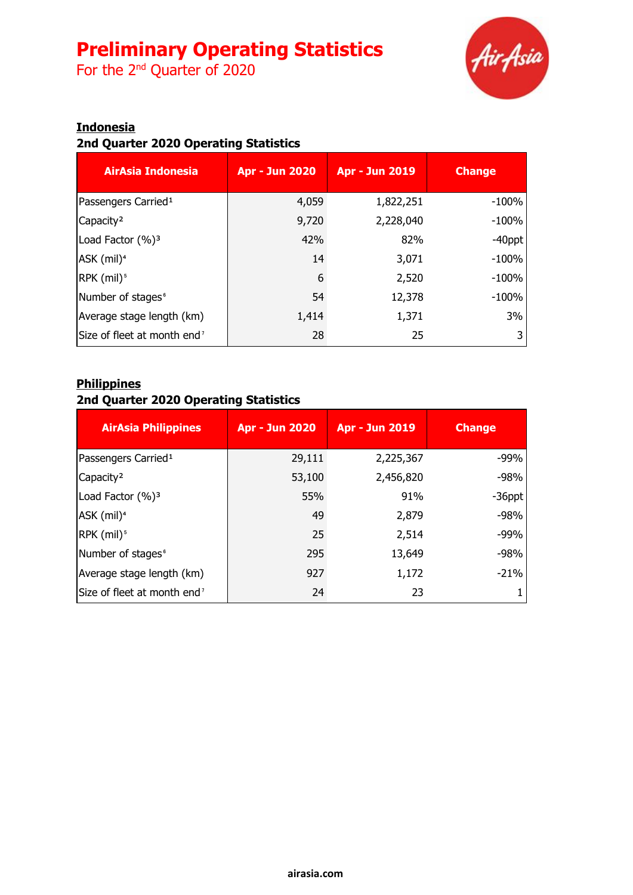# Preliminary Operating Statistics

For the 2nd Quarter of 2020

**Indonesia**

**2nd Quarter 2020 Operating Statistics**

| AirAsia Indonesia | Apr - Jun 2020 | Apr - Jun 2019 | Change |
|---|---|---|---|
| Passengers Carried[1] | 4,059 | 1,822,251 | -100% |
| Capacity[2] | 9,720 | 2,228,040 | -100% |
| Load Factor (%)[3] | 42% | 82% | -40ppt |
| ASK (mil)[4] | 14 | 3,071 | -100% |
| RPK (mil)[5] | 6 | 2,520 | -100% |
| Number of stages[6] | 54 | 12,378 | -100% |
| Average stage length (km) | 1,414 | 1,371 | 3% |
| Size of fleet at month end[7] | 28 | 25 | 3 |

**Philippines**

**2nd Quarter 2020 Operating Statistics**

| AirAsia Philippines | Apr - Jun 2020 | Apr - Jun 2019 | Change |
|---|---|---|---|
| Passengers Carried[1] | 29,111 | 2,225,367 | -99% |
| Capacity[2] | 53,100 | 2,456,820 | -98% |
| Load Factor (%)[3] | 55% | 91% | -36ppt |
| ASK (mil)[4] | 49 | 2,879 | -98% |
| RPK (mil)[5] | 25 | 2,514 | -99% |
| Number of stages[6] | 295 | 13,649 | -98% |
| Average stage length (km) | 927 | 1,172 | -21% |
| Size of fleet at month end[7] | 24 | 23 | 1 |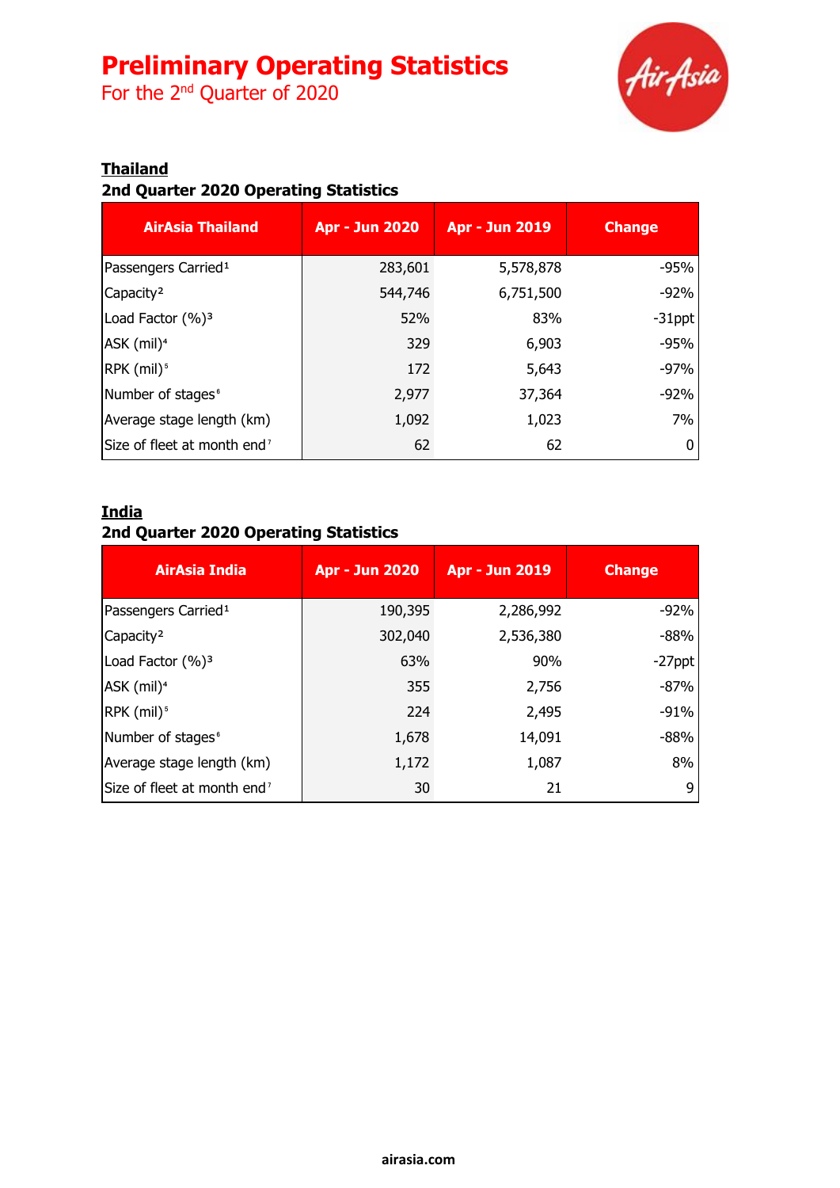# Preliminary Operating Statistics

For the 2nd Quarter of 2020

**Thailand**

**2nd Quarter 2020 Operating Statistics**

| AirAsia Thailand | Apr - Jun 2020 | Apr - Jun 2019 | Change |
|---|---|---|---|
| Passengers Carried[1] | 283,601 | 5,578,878 | -95% |
| Capacity[2] | 544,746 | 6,751,500 | -92% |
| Load Factor (%)[3] | 52% | 83% | -31ppt |
| ASK (mil)[4] | 329 | 6,903 | -95% |
| RPK (mil)[5] | 172 | 5,643 | -97% |
| Number of stages[6] | 2,977 | 37,364 | -92% |
| Average stage length (km) | 1,092 | 1,023 | 7% |
| Size of fleet at month end[7] | 62 | 62 | 0 |

**India**

**2nd Quarter 2020 Operating Statistics**

| AirAsia India | Apr - Jun 2020 | Apr - Jun 2019 | Change |
|---|---|---|---|
| Passengers Carried[1] | 190,395 | 2,286,992 | -92% |
| Capacity[2] | 302,040 | 2,536,380 | -88% |
| Load Factor (%)[3] | 63% | 90% | -27ppt |
| ASK (mil)[4] | 355 | 2,756 | -87% |
| RPK (mil)[5] | 224 | 2,495 | -91% |
| Number of stages[6] | 1,678 | 14,091 | -88% |
| Average stage length (km) | 1,172 | 1,087 | 8% |
| Size of fleet at month end[7] | 30 | 21 | 9 |

airasia.com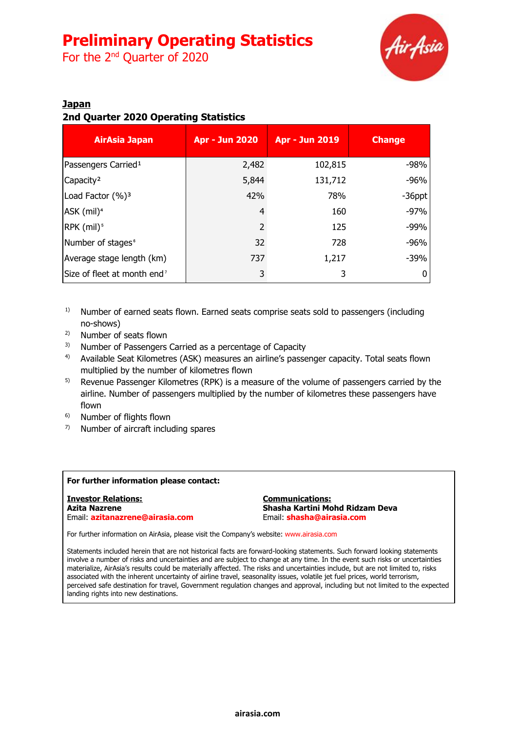# Preliminary Operating Statistics

For the 2nd Quarter of 2020

## Japan

### 2nd Quarter 2020 Operating Statistics

| AirAsia Japan | Apr - Jun 2020 | Apr - Jun 2019 | Change |
|---|---|---|---|
| Passengers Carried[1] | 2,482 | 102,815 | -98% |
| Capacity[2] | 5,844 | 131,712 | -96% |
| Load Factor (%)[3] | 42% | 78% | -36ppt |
| ASK (mil)[4] | 4 | 160 | -97% |
| RPK (mil)[5] | 2 | 125 | -99% |
| Number of stages[6] | 32 | 728 | -96% |
| Average stage length (km) | 737 | 1,217 | -39% |
| Size of fleet at month end[7] | 3 | 3 | 0 |

1) Number of earned seats flown. Earned seats comprise seats sold to passengers (including no-shows)
2) Number of seats flown
3) Number of Passengers Carried as a percentage of Capacity
4) Available Seat Kilometres (ASK) measures an airline's passenger capacity. Total seats flown multiplied by the number of kilometres flown
5) Revenue Passenger Kilometres (RPK) is a measure of the volume of passengers carried by the airline. Number of passengers multiplied by the number of kilometres these passengers have flown
6) Number of flights flown
7) Number of aircraft including spares

**For further information please contact:**

**Investor Relations:**
**Azita Nazrene**
Email: **azitanazrene@airasia.com**

**Communications:**
**Shasha Kartini Mohd Ridzam Deva**
Email: **shasha@airasia.com**

For further information on AirAsia, please visit the Company's website: www.airasia.com

Statements included herein that are not historical facts are forward-looking statements. Such forward looking statements involve a number of risks and uncertainties and are subject to change at any time. In the event such risks or uncertainties materialize, AirAsia's results could be materially affected. The risks and uncertainties include, but are not limited to, risks associated with the inherent uncertainty of airline travel, seasonality issues, volatile jet fuel prices, world terrorism, perceived safe destination for travel, Government regulation changes and approval, including but not limited to the expected landing rights into new destinations.